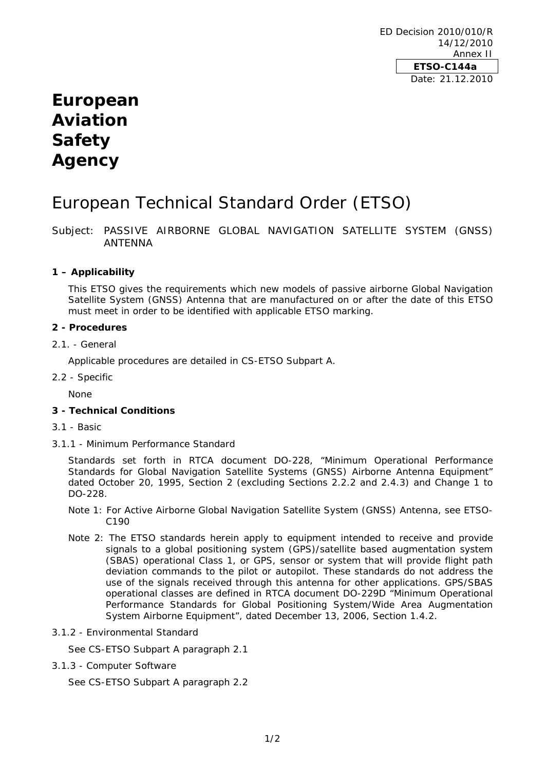ED Decision 2010/010/R
14/12/2010
Annex II

**ETSO-C144a**

Date: 21.12.2010

# European Aviation Safety Agency

# European Technical Standard Order (ETSO)

Subject: PASSIVE AIRBORNE GLOBAL NAVIGATION SATELLITE SYSTEM (GNSS) ANTENNA

## 1 – Applicability

This ETSO gives the requirements which new models of passive airborne Global Navigation Satellite System (GNSS) Antenna that are manufactured on or after the date of this ETSO must meet in order to be identified with applicable ETSO marking.

## 2 - Procedures

2.1. - General

Applicable procedures are detailed in CS-ETSO Subpart A.

2.2 - Specific

None

## 3 - Technical Conditions

3.1 - Basic

3.1.1 - Minimum Performance Standard

Standards set forth in RTCA document DO-228, "Minimum Operational Performance Standards for Global Navigation Satellite Systems (GNSS) Airborne Antenna Equipment" dated October 20, 1995, Section 2 (excluding Sections 2.2.2 and 2.4.3) and Change 1 to DO-228.

Note 1: For Active Airborne Global Navigation Satellite System (GNSS) Antenna, see ETSO-C190

Note 2: The ETSO standards herein apply to equipment intended to receive and provide signals to a global positioning system (GPS)/satellite based augmentation system (SBAS) operational Class 1, or GPS, sensor or system that will provide flight path deviation commands to the pilot or autopilot. These standards do not address the use of the signals received through this antenna for other applications. GPS/SBAS operational classes are defined in RTCA document DO-229D "Minimum Operational Performance Standards for Global Positioning System/Wide Area Augmentation System Airborne Equipment", dated December 13, 2006, Section 1.4.2.

3.1.2 - Environmental Standard

See CS-ETSO Subpart A paragraph 2.1

3.1.3 - Computer Software

See CS-ETSO Subpart A paragraph 2.2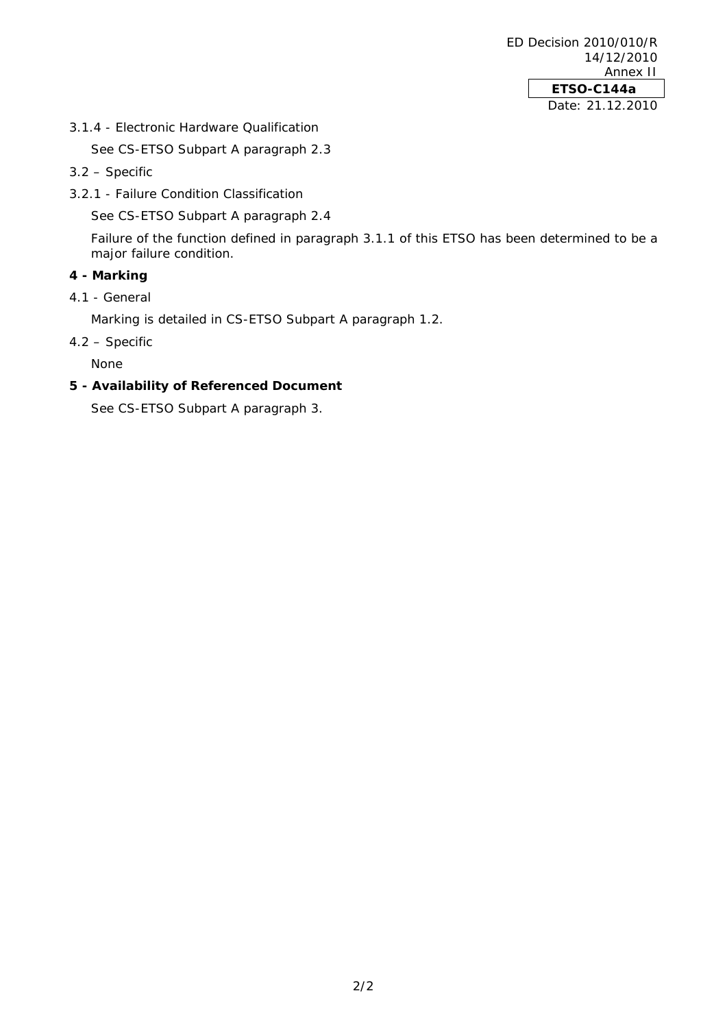3.1.4 - Electronic Hardware Qualification

See CS-ETSO Subpart A paragraph 2.3

3.2 – Specific

3.2.1 - Failure Condition Classification

See CS-ETSO Subpart A paragraph 2.4

Failure of the function defined in paragraph 3.1.1 of this ETSO has been determined to be a major failure condition.

**4 - Marking**

4.1 - General

Marking is detailed in CS-ETSO Subpart A paragraph 1.2.

4.2 – Specific

None

**5 - Availability of Referenced Document**

See CS-ETSO Subpart A paragraph 3.